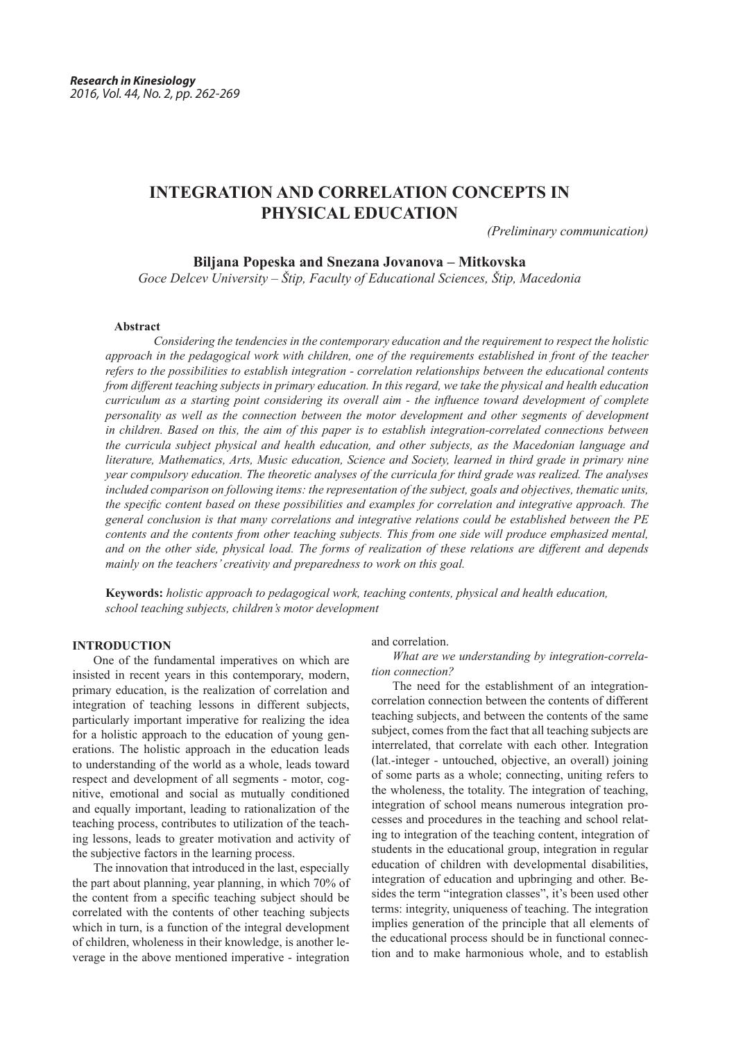# INTEGRATION AND CORRELATION CONCEPTS IN PHYSICAL EDUCATION

*(Preliminary communication)*

**Biljana Popeska and Snezana Jovanova – Mitkovska**

*Goce Delcev University – Štip, Faculty of Educational Sciences, Štip, Macedonia*

**Abstract**

*Considering the tendencies in the contemporary education and the requirement to respect the holistic approach in the pedagogical work with children, one of the requirements established in front of the teacher refers to the possibilities to establish integration - correlation relationships between the educational contents from different teaching subjects in primary education. In this regard, we take the physical and health education curriculum as a starting point considering its overall aim - the influence toward development of complete personality as well as the connection between the motor development and other segments of development in children. Based on this, the aim of this paper is to establish integration-correlated connections between the curricula subject physical and health education, and other subjects, as the Macedonian language and literature, Mathematics, Arts, Music education, Science and Society, learned in third grade in primary nine year compulsory education. The theoretic analyses of the curricula for third grade was realized. The analyses included comparison on following items: the representation of the subject, goals and objectives, thematic units, the specific content based on these possibilities and examples for correlation and integrative approach. The general conclusion is that many correlations and integrative relations could be established between the PE contents and the contents from other teaching subjects. This from one side will produce emphasized mental, and on the other side, physical load. The forms of realization of these relations are different and depends mainly on the teachers' creativity and preparedness to work on this goal.*

**Keywords:** *holistic approach to pedagogical work, teaching contents, physical and health education, school teaching subjects, children's motor development*

## INTRODUCTION

One of the fundamental imperatives on which are insisted in recent years in this contemporary, modern, primary education, is the realization of correlation and integration of teaching lessons in different subjects, particularly important imperative for realizing the idea for a holistic approach to the education of young generations. The holistic approach in the education leads to understanding of the world as a whole, leads toward respect and development of all segments - motor, cognitive, emotional and social as mutually conditioned and equally important, leading to rationalization of the teaching process, contributes to utilization of the teaching lessons, leads to greater motivation and activity of the subjective factors in the learning process.

The innovation that introduced in the last, especially the part about planning, year planning, in which 70% of the content from a specific teaching subject should be correlated with the contents of other teaching subjects which in turn, is a function of the integral development of children, wholeness in their knowledge, is another leverage in the above mentioned imperative - integration and correlation.

*What are we understanding by integration-correlation connection?*

The need for the establishment of an integration-correlation connection between the contents of different teaching subjects, and between the contents of the same subject, comes from the fact that all teaching subjects are interrelated, that correlate with each other. Integration (lat.-integer - untouched, objective, an overall) joining of some parts as a whole; connecting, uniting refers to the wholeness, the totality. The integration of teaching, integration of school means numerous integration processes and procedures in the teaching and school relating to integration of the teaching content, integration of students in the educational group, integration in regular education of children with developmental disabilities, integration of education and upbringing and other. Besides the term "integration classes", it's been used other terms: integrity, uniqueness of teaching. The integration implies generation of the principle that all elements of the educational process should be in functional connection and to make harmonious whole, and to establish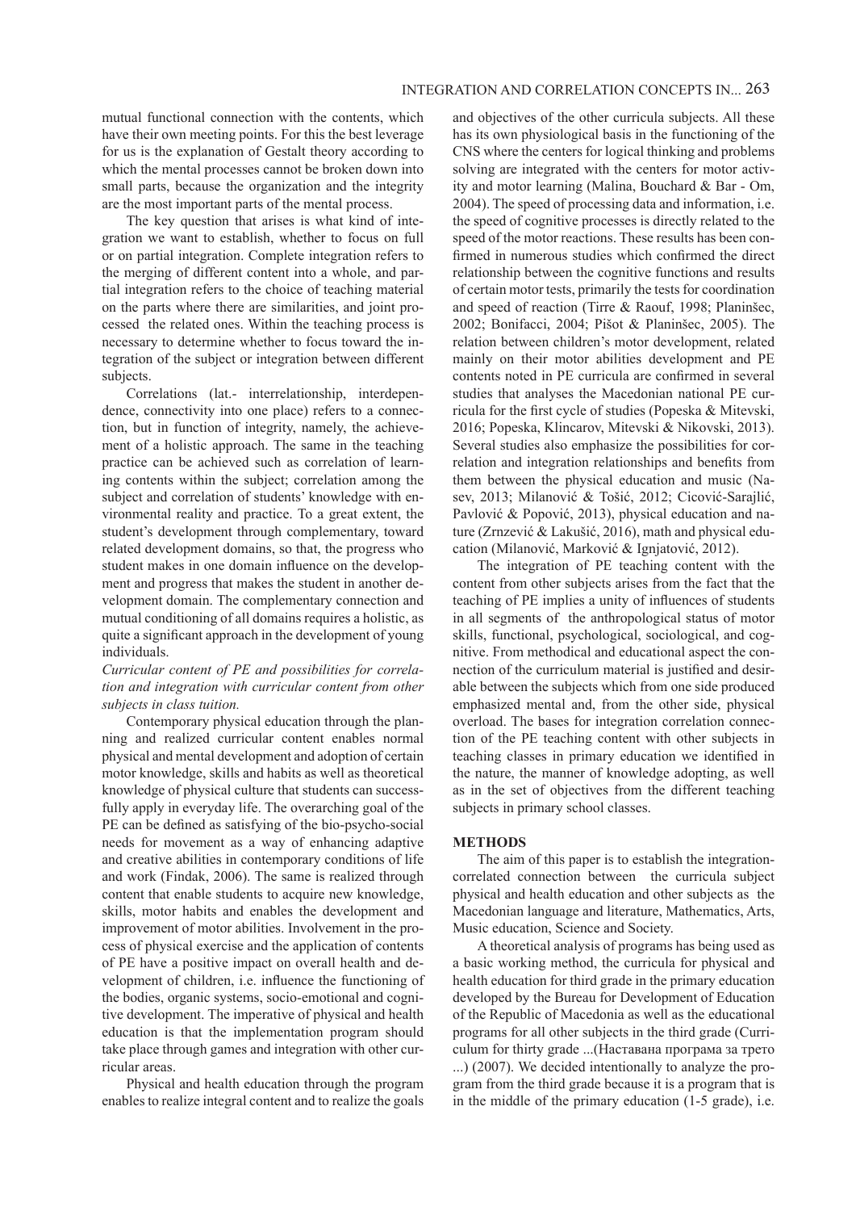mutual functional connection with the contents, which have their own meeting points. For this the best leverage for us is the explanation of Gestalt theory according to which the mental processes cannot be broken down into small parts, because the organization and the integrity are the most important parts of the mental process.

The key question that arises is what kind of integration we want to establish, whether to focus on full or on partial integration. Complete integration refers to the merging of different content into a whole, and partial integration refers to the choice of teaching material on the parts where there are similarities, and joint processed the related ones. Within the teaching process is necessary to determine whether to focus toward the integration of the subject or integration between different subjects.

Correlations (lat.- interrelationship, interdependence, connectivity into one place) refers to a connection, but in function of integrity, namely, the achievement of a holistic approach. The same in the teaching practice can be achieved such as correlation of learning contents within the subject; correlation among the subject and correlation of students' knowledge with environmental reality and practice. To a great extent, the student's development through complementary, toward related development domains, so that, the progress who student makes in one domain influence on the development and progress that makes the student in another development domain. The complementary connection and mutual conditioning of all domains requires a holistic, as quite a significant approach in the development of young individuals.

*Curricular content of PE and possibilities for correlation and integration with curricular content from other subjects in class tuition.*

Contemporary physical education through the planning and realized curricular content enables normal physical and mental development and adoption of certain motor knowledge, skills and habits as well as theoretical knowledge of physical culture that students can successfully apply in everyday life. The overarching goal of the PE can be defined as satisfying of the bio-psycho-social needs for movement as a way of enhancing adaptive and creative abilities in contemporary conditions of life and work (Findak, 2006). The same is realized through content that enable students to acquire new knowledge, skills, motor habits and enables the development and improvement of motor abilities. Involvement in the process of physical exercise and the application of contents of PE have a positive impact on overall health and development of children, i.e. influence the functioning of the bodies, organic systems, socio-emotional and cognitive development. The imperative of physical and health education is that the implementation program should take place through games and integration with other curricular areas.

Physical and health education through the program enables to realize integral content and to realize the goals and objectives of the other curricula subjects. All these has its own physiological basis in the functioning of the CNS where the centers for logical thinking and problems solving are integrated with the centers for motor activity and motor learning (Malina, Bouchard & Bar - Om, 2004). The speed of processing data and information, i.e. the speed of cognitive processes is directly related to the speed of the motor reactions. These results has been confirmed in numerous studies which confirmed the direct relationship between the cognitive functions and results of certain motor tests, primarily the tests for coordination and speed of reaction (Tirre & Raouf, 1998; Planinšec, 2002; Bonifacci, 2004; Pišot & Planinšec, 2005). The relation between children's motor development, related mainly on their motor abilities development and PE contents noted in PE curricula are confirmed in several studies that analyses the Macedonian national PE curricula for the first cycle of studies (Popeska & Mitevski, 2016; Popeska, Klincarov, Mitevski & Nikovski, 2013). Several studies also emphasize the possibilities for correlation and integration relationships and benefits from them between the physical education and music (Nasev, 2013; Milanović & Tošić, 2012; Cicović-Sarajlić, Pavlović & Popović, 2013), physical education and nature (Zrnzević & Lakušić, 2016), math and physical education (Milanović, Marković & Ignjatović, 2012).

The integration of PE teaching content with the content from other subjects arises from the fact that the teaching of PE implies a unity of influences of students in all segments of the anthropological status of motor skills, functional, psychological, sociological, and cognitive. From methodical and educational aspect the connection of the curriculum material is justified and desirable between the subjects which from one side produced emphasized mental and, from the other side, physical overload. The bases for integration correlation connection of the PE teaching content with other subjects in teaching classes in primary education we identified in the nature, the manner of knowledge adopting, as well as in the set of objectives from the different teaching subjects in primary school classes.

## METHODS

The aim of this paper is to establish the integration-correlated connection between the curricula subject physical and health education and other subjects as the Macedonian language and literature, Mathematics, Arts, Music education, Science and Society.

A theoretical analysis of programs has being used as a basic working method, the curricula for physical and health education for third grade in the primary education developed by the Bureau for Development of Education of the Republic of Macedonia as well as the educational programs for all other subjects in the third grade (Curriculum for thirty grade ...(Наставана програма за трето ...) (2007). We decided intentionally to analyze the program from the third grade because it is a program that is in the middle of the primary education (1-5 grade), i.e.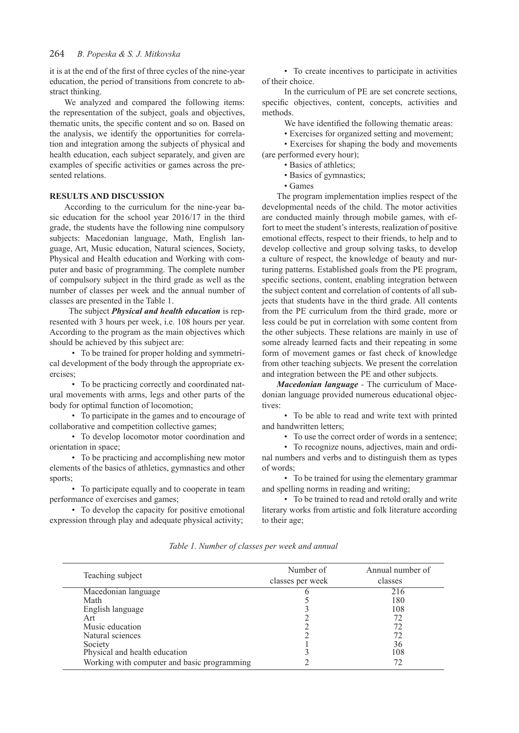it is at the end of the first of three cycles of the nine-year education, the period of transitions from concrete to abstract thinking.

We analyzed and compared the following items: the representation of the subject, goals and objectives, thematic units, the specific content and so on. Based on the analysis, we identify the opportunities for correlation and integration among the subjects of physical and health education, each subject separately, and given are examples of specific activities or games across the presented relations.

## RESULTS AND DISCUSSION

According to the curriculum for the nine-year basic education for the school year 2016/17 in the third grade, the students have the following nine compulsory subjects: Macedonian language, Math, English language, Art, Music education, Natural sciences, Society, Physical and Health education and Working with computer and basic of programming. The complete number of compulsory subject in the third grade as well as the number of classes per week and the annual number of classes are presented in the Table 1.

The subject ***Physical and health education*** is represented with 3 hours per week, i.e. 108 hours per year. According to the program as the main objectives which should be achieved by this subject are:

- To be trained for proper holding and symmetrical development of the body through the appropriate exercises;
- To be practicing correctly and coordinated natural movements with arms, legs and other parts of the body for optimal function of locomotion;
- To participate in the games and to encourage of collaborative and competition collective games;
- To develop locomotor motor coordination and orientation in space;
- To be practicing and accomplishing new motor elements of the basics of athletics, gymnastics and other sports;
- To participate equally and to cooperate in team performance of exercises and games;
- To develop the capacity for positive emotional expression through play and adequate physical activity;
- To create incentives to participate in activities of their choice.

In the curriculum of PE are set concrete sections, specific objectives, content, concepts, activities and methods.

We have identified the following thematic areas:

- Exercises for organized setting and movement;
- Exercises for shaping the body and movements (are performed every hour);
- Basics of athletics;
- Basics of gymnastics;
- Games

The program implementation implies respect of the developmental needs of the child. The motor activities are conducted mainly through mobile games, with effort to meet the student's interests, realization of positive emotional effects, respect to their friends, to help and to develop collective and group solving tasks, to develop a culture of respect, the knowledge of beauty and nurturing patterns. Established goals from the PE program, specific sections, content, enabling integration between the subject content and correlation of contents of all subjects that students have in the third grade. All contents from the PE curriculum from the third grade, more or less could be put in correlation with some content from the other subjects. These relations are mainly in use of some already learned facts and their repeating in some form of movement games or fast check of knowledge from other teaching subjects. We present the correlation and integration between the PE and other subjects.

***Macedonian language*** - The curriculum of Macedonian language provided numerous educational objectives:

- To be able to read and write text with printed and handwritten letters;
- To use the correct order of words in a sentence;
- To recognize nouns, adjectives, main and ordinal numbers and verbs and to distinguish them as types of words;
- To be trained for using the elementary grammar and spelling norms in reading and writing;
- To be trained to read and retold orally and write literary works from artistic and folk literature according to their age;

*Table 1. Number of classes per week and annual*

| Teaching subject | Number of classes per week | Annual number of classes |
|---|---|---|
| Macedonian language | 6 | 216 |
| Math | 5 | 180 |
| English language | 3 | 108 |
| Art | 2 | 72 |
| Music education | 2 | 72 |
| Natural sciences | 2 | 72 |
| Society | 1 | 36 |
| Physical and health education | 3 | 108 |
| Working with computer and basic programming | 2 | 72 |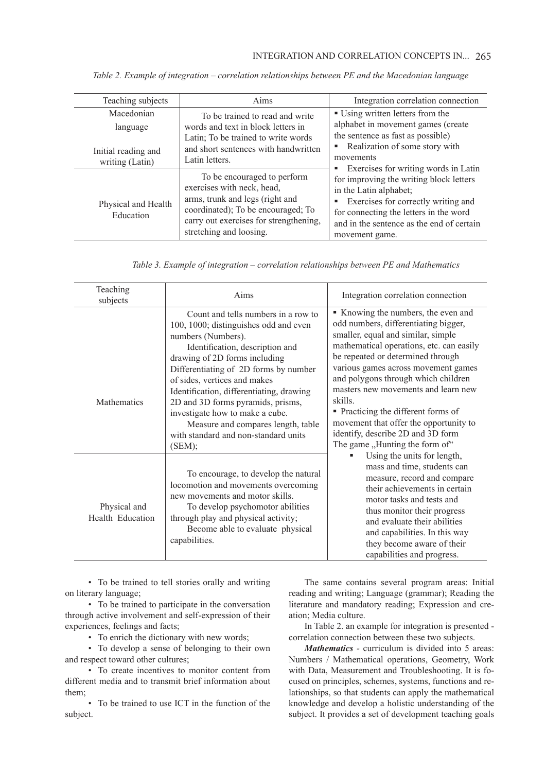*Table 2. Example of integration – correlation relationships between PE and the Macedonian language*

| Teaching subjects | Aims | Integration correlation connection |
|---|---|---|
| Macedonian language<br><br>Initial reading and writing (Latin) | To be trained to read and write words and text in block letters in Latin; To be trained to write words and short sentences with handwritten Latin letters. | ▪ Using written letters from the alphabet in movement games (create the sentence as fast as possible)<br>▪ Realization of some story with movements<br>▪ Exercises for writing words in Latin for improving the writing block letters in the Latin alphabet;<br>▪ Exercises for correctly writing and for connecting the letters in the word and in the sentence as the end of certain movement game. |
| Physical and Health Education | To be encouraged to perform exercises with neck, head, arms, trunk and legs (right and coordinated); To be encouraged; To carry out exercises for strengthening, stretching and loosing. | |

*Table 3. Example of integration – correlation relationships between PE and Mathematics*

| Teaching subjects | Aims | Integration correlation connection |
|---|---|---|
| Mathematics | Count and tells numbers in a row to 100, 1000; distinguishes odd and even numbers (Numbers).<br>Identification, description and drawing of 2D forms including Differentiating of 2D forms by number of sides, vertices and makes<br>Identification, differentiating, drawing 2D and 3D forms pyramids, prisms, investigate how to make a cube.<br>Measure and compares length, table with standard and non-standard units (SEM); | ▪ Knowing the numbers, the even and odd numbers, differentiating bigger, smaller, equal and similar, simple mathematical operations, etc. can easily be repeated or determined through various games across movement games and polygons through which children masters new movements and learn new skills.<br>▪ Practicing the different forms of movement that offer the opportunity to identify, describe 2D and 3D form The game „Hunting the form of"<br>▪ Using the units for length, mass and time, students can measure, record and compare their achievements in certain motor tasks and tests and thus monitor their progress and evaluate their abilities and capabilities. In this way they become aware of their capabilities and progress. |
| Physical and Health Education | To encourage, to develop the natural locomotion and movements overcoming new movements and motor skills.<br>To develop psychomotor abilities through play and physical activity;<br>Become able to evaluate physical capabilities. | |

- To be trained to tell stories orally and writing on literary language;
- To be trained to participate in the conversation through active involvement and self-expression of their experiences, feelings and facts;
- To enrich the dictionary with new words;
- To develop a sense of belonging to their own and respect toward other cultures;
- To create incentives to monitor content from different media and to transmit brief information about them;
- To be trained to use ICT in the function of the subject.

The same contains several program areas: Initial reading and writing; Language (grammar); Reading the literature and mandatory reading; Expression and creation; Media culture.

In Table 2. an example for integration is presented - correlation connection between these two subjects.

***Mathematics*** - curriculum is divided into 5 areas: Numbers / Mathematical operations, Geometry, Work with Data, Measurement and Troubleshooting. It is focused on principles, schemes, systems, functions and relationships, so that students can apply the mathematical knowledge and develop a holistic understanding of the subject. It provides a set of development teaching goals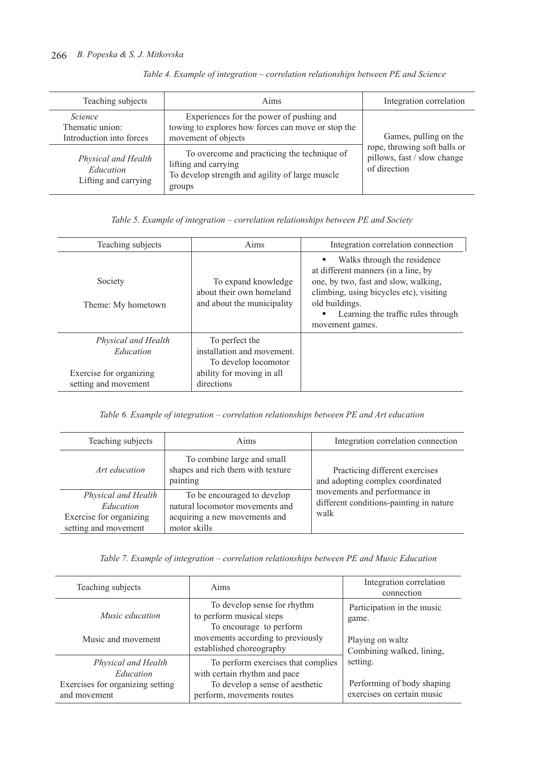*Table 4. Example of integration – correlation relationships between PE and Science*

| Teaching subjects | Aims | Integration correlation |
|---|---|---|
| *Science* Thematic union: Introduction into forces | Experiences for the power of pushing and towing to explores how forces can move or stop the movement of objects | Games, pulling on the rope, throwing soft balls or pillows, fast / slow change of direction |
| *Physical and Health Education* Lifting and carrying | To overcome and practicing the technique of lifting and carrying To develop strength and agility of large muscle groups | |

*Table 5. Example of integration – correlation relationships between PE and Society*

| Teaching subjects | Aims | Integration correlation connection |
|---|---|---|
| Society Theme: My hometown | To expand knowledge about their own homeland and about the municipality | ▪ Walks through the residence at different manners (in a line, by one, by two, fast and slow, walking, climbing, using bicycles etc), visiting old buildings. ▪ Learning the traffic rules through movement games. |
| *Physical and Health Education* Exercise for organizing setting and movement | To perfect the installation and movement. To develop locomotor ability for moving in all directions | |

*Table 6. Example of integration – correlation relationships between PE and Art education*

| Teaching subjects | Aims | Integration correlation connection |
|---|---|---|
| *Art education* | To combine large and small shapes and rich them with texture painting | Practicing different exercises and adopting complex coordinated movements and performance in different conditions-painting in nature walk |
| *Physical and Health Education* Exercise for organizing setting and movement | To be encouraged to develop natural locomotor movements and acquiring a new movements and motor skills | |

*Table 7. Example of integration – correlation relationships between PE and Music Education*

| Teaching subjects | Aims | Integration correlation connection |
|---|---|---|
| *Music education* Music and movement | To develop sense for rhythm to perform musical steps To encourage to perform movements according to previously established choreography | Participation in the music game. Playing on waltz Combining walked, lining, setting. Performing of body shaping exercises on certain music |
| *Physical and Health Education* Exercises for organizing setting and movement | To perform exercises that complies with certain rhythm and pace To develop a sense of aesthetic perform, movements routes | |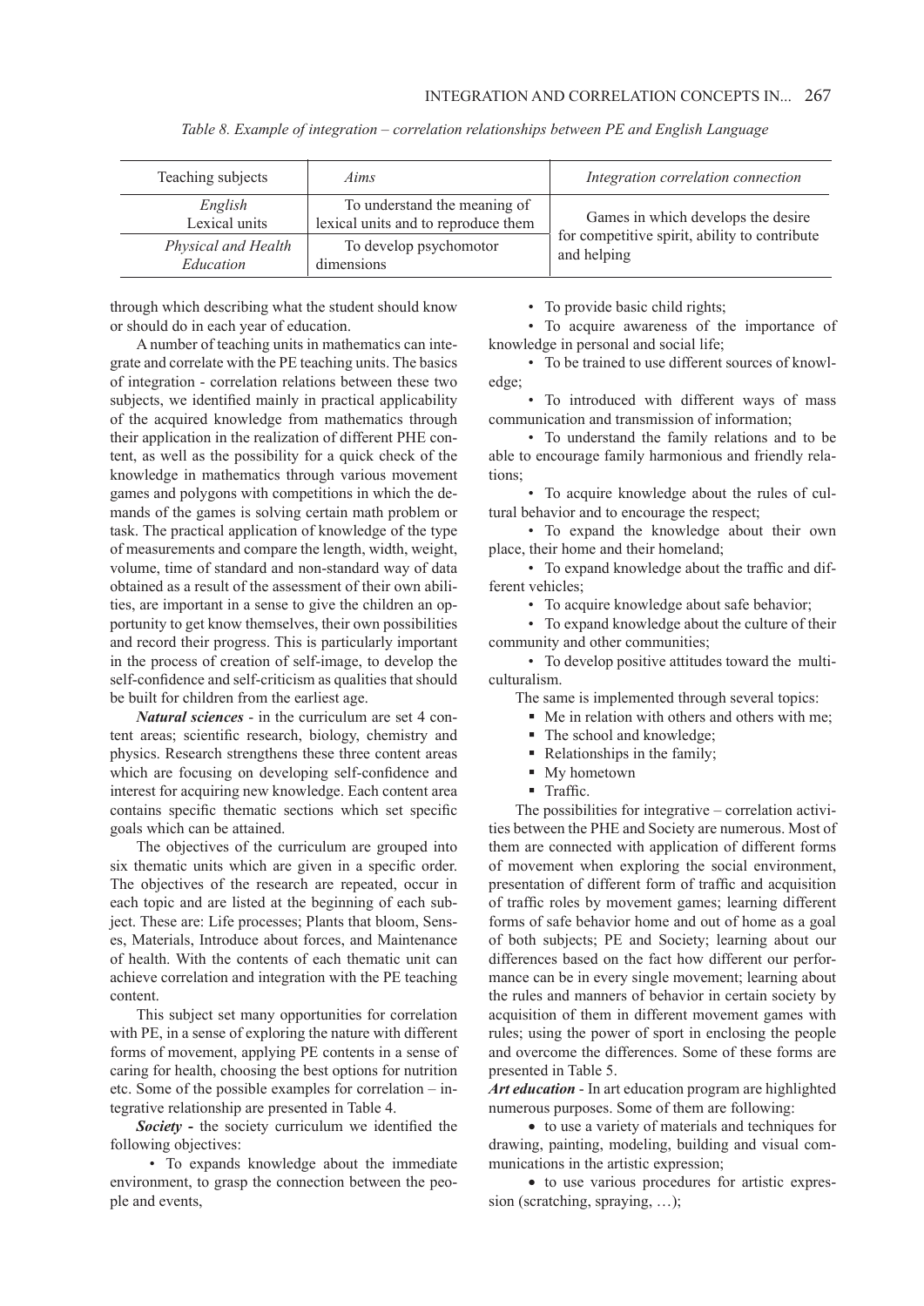*Table 8. Example of integration – correlation relationships between PE and English Language*

| Teaching subjects | *Aims* | *Integration correlation connection* |
|---|---|---|
| *English* Lexical units | To understand the meaning of lexical units and to reproduce them | Games in which develops the desire for competitive spirit, ability to contribute and helping |
| *Physical and Health Education* | To develop psychomotor dimensions | |

through which describing what the student should know or should do in each year of education.

A number of teaching units in mathematics can integrate and correlate with the PE teaching units. The basics of integration - correlation relations between these two subjects, we identified mainly in practical applicability of the acquired knowledge from mathematics through their application in the realization of different PHE content, as well as the possibility for a quick check of the knowledge in mathematics through various movement games and polygons with competitions in which the demands of the games is solving certain math problem or task. The practical application of knowledge of the type of measurements and compare the length, width, weight, volume, time of standard and non-standard way of data obtained as a result of the assessment of their own abilities, are important in a sense to give the children an opportunity to get know themselves, their own possibilities and record their progress. This is particularly important in the process of creation of self-image, to develop the self-confidence and self-criticism as qualities that should be built for children from the earliest age.

***Natural sciences*** - in the curriculum are set 4 content areas; scientific research, biology, chemistry and physics. Research strengthens these three content areas which are focusing on developing self-confidence and interest for acquiring new knowledge. Each content area contains specific thematic sections which set specific goals which can be attained.

The objectives of the curriculum are grouped into six thematic units which are given in a specific order. The objectives of the research are repeated, occur in each topic and are listed at the beginning of each subject. These are: Life processes; Plants that bloom, Senses, Materials, Introduce about forces, and Maintenance of health. With the contents of each thematic unit can achieve correlation and integration with the PE teaching content.

This subject set many opportunities for correlation with PE, in a sense of exploring the nature with different forms of movement, applying PE contents in a sense of caring for health, choosing the best options for nutrition etc. Some of the possible examples for correlation – integrative relationship are presented in Table 4.

***Society*** **-** the society curriculum we identified the following objectives:

- To expands knowledge about the immediate environment, to grasp the connection between the people and events,
- To provide basic child rights;
- To acquire awareness of the importance of knowledge in personal and social life;
- To be trained to use different sources of knowledge;
- To introduced with different ways of mass communication and transmission of information;
- To understand the family relations and to be able to encourage family harmonious and friendly relations;
- To acquire knowledge about the rules of cultural behavior and to encourage the respect;
- To expand the knowledge about their own place, their home and their homeland;
- To expand knowledge about the traffic and different vehicles;
- To acquire knowledge about safe behavior;
- To expand knowledge about the culture of their community and other communities;
- To develop positive attitudes toward the multiculturalism.

The same is implemented through several topics:

- Me in relation with others and others with me;
- The school and knowledge;
- Relationships in the family;
- My hometown
- Traffic.

The possibilities for integrative – correlation activities between the PHE and Society are numerous. Most of them are connected with application of different forms of movement when exploring the social environment, presentation of different form of traffic and acquisition of traffic roles by movement games; learning different forms of safe behavior home and out of home as a goal of both subjects; PE and Society; learning about our differences based on the fact how different our performance can be in every single movement; learning about the rules and manners of behavior in certain society by acquisition of them in different movement games with rules; using the power of sport in enclosing the people and overcome the differences. Some of these forms are presented in Table 5.

***Art education*** - In art education program are highlighted numerous purposes. Some of them are following:

- to use a variety of materials and techniques for drawing, painting, modeling, building and visual communications in the artistic expression;
- to use various procedures for artistic expression (scratching, spraying, …);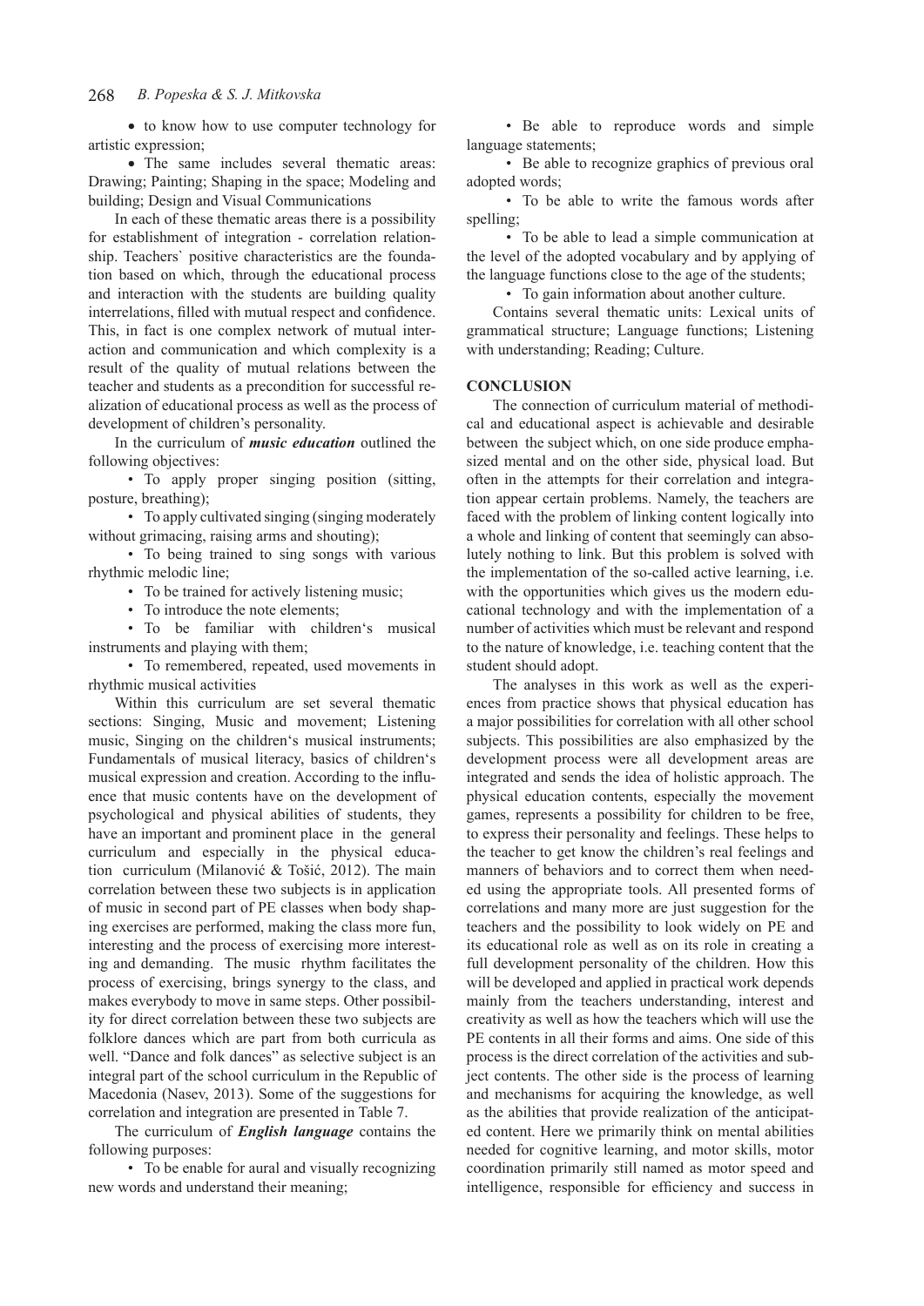- to know how to use computer technology for artistic expression;
- The same includes several thematic areas: Drawing; Painting; Shaping in the space; Modeling and building; Design and Visual Communications

In each of these thematic areas there is a possibility for establishment of integration - correlation relationship. Teachers` positive characteristics are the foundation based on which, through the educational process and interaction with the students are building quality interrelations, filled with mutual respect and confidence. This, in fact is one complex network of mutual interaction and communication and which complexity is a result of the quality of mutual relations between the teacher and students as a precondition for successful realization of educational process as well as the process of development of children's personality.

In the curriculum of ***music education*** outlined the following objectives:

- To apply proper singing position (sitting, posture, breathing);
- To apply cultivated singing (singing moderately without grimacing, raising arms and shouting);
- To being trained to sing songs with various rhythmic melodic line;
- To be trained for actively listening music;
- To introduce the note elements;
- To be familiar with children's musical instruments and playing with them;
- To remembered, repeated, used movements in rhythmic musical activities

Within this curriculum are set several thematic sections: Singing, Music and movement; Listening music, Singing on the children's musical instruments; Fundamentals of musical literacy, basics of children's musical expression and creation. According to the influence that music contents have on the development of psychological and physical abilities of students, they have an important and prominent place in the general curriculum and especially in the physical education curriculum (Milanović & Tošić, 2012). The main correlation between these two subjects is in application of music in second part of PE classes when body shaping exercises are performed, making the class more fun, interesting and the process of exercising more interesting and demanding. The music rhythm facilitates the process of exercising, brings synergy to the class, and makes everybody to move in same steps. Other possibility for direct correlation between these two subjects are folklore dances which are part from both curricula as well. "Dance and folk dances" as selective subject is an integral part of the school curriculum in the Republic of Macedonia (Nasev, 2013). Some of the suggestions for correlation and integration are presented in Table 7.

The curriculum of ***English language*** contains the following purposes:

- To be enable for aural and visually recognizing new words and understand their meaning;
- Be able to reproduce words and simple language statements;
- Be able to recognize graphics of previous oral adopted words;
- To be able to write the famous words after spelling;
- To be able to lead a simple communication at the level of the adopted vocabulary and by applying of the language functions close to the age of the students;
- To gain information about another culture.

Contains several thematic units: Lexical units of grammatical structure; Language functions; Listening with understanding; Reading; Culture.

## CONCLUSION

The connection of curriculum material of methodical and educational aspect is achievable and desirable between the subject which, on one side produce emphasized mental and on the other side, physical load. But often in the attempts for their correlation and integration appear certain problems. Namely, the teachers are faced with the problem of linking content logically into a whole and linking of content that seemingly can absolutely nothing to link. But this problem is solved with the implementation of the so-called active learning, i.e. with the opportunities which gives us the modern educational technology and with the implementation of a number of activities which must be relevant and respond to the nature of knowledge, i.e. teaching content that the student should adopt.

The analyses in this work as well as the experiences from practice shows that physical education has a major possibilities for correlation with all other school subjects. This possibilities are also emphasized by the development process were all development areas are integrated and sends the idea of holistic approach. The physical education contents, especially the movement games, represents a possibility for children to be free, to express their personality and feelings. These helps to the teacher to get know the children's real feelings and manners of behaviors and to correct them when needed using the appropriate tools. All presented forms of correlations and many more are just suggestion for the teachers and the possibility to look widely on PE and its educational role as well as on its role in creating a full development personality of the children. How this will be developed and applied in practical work depends mainly from the teachers understanding, interest and creativity as well as how the teachers which will use the PE contents in all their forms and aims. One side of this process is the direct correlation of the activities and subject contents. The other side is the process of learning and mechanisms for acquiring the knowledge, as well as the abilities that provide realization of the anticipated content. Here we primarily think on mental abilities needed for cognitive learning, and motor skills, motor coordination primarily still named as motor speed and intelligence, responsible for efficiency and success in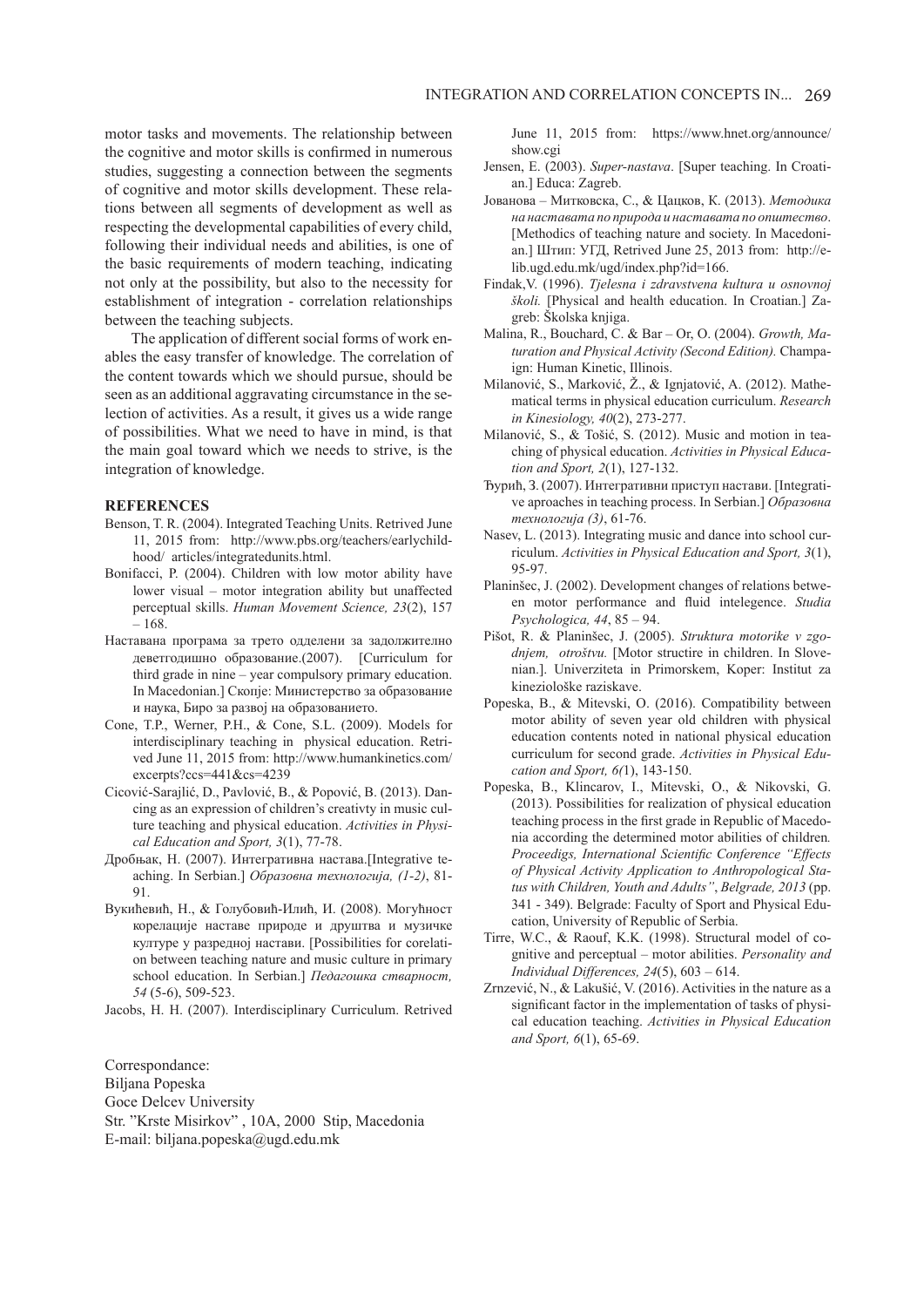motor tasks and movements. The relationship between the cognitive and motor skills is confirmed in numerous studies, suggesting a connection between the segments of cognitive and motor skills development. These relations between all segments of development as well as respecting the developmental capabilities of every child, following their individual needs and abilities, is one of the basic requirements of modern teaching, indicating not only at the possibility, but also to the necessity for establishment of integration - correlation relationships between the teaching subjects.

The application of different social forms of work enables the easy transfer of knowledge. The correlation of the content towards which we should pursue, should be seen as an additional aggravating circumstance in the selection of activities. As a result, it gives us a wide range of possibilities. What we need to have in mind, is that the main goal toward which we needs to strive, is the integration of knowledge.

## REFERENCES

Benson, T. R. (2004). Integrated Teaching Units. Retrived June 11, 2015 from: http://www.pbs.org/teachers/earlychildhood/ articles/integratedunits.html.

Bonifacci, P. (2004). Children with low motor ability have lower visual – motor integration ability but unaffected perceptual skills. *Human Movement Science, 23*(2), 157 – 168.

Наставана програма за трето одделени за задолжително деветгодишно образование.(2007). [Curriculum for third grade in nine – year compulsory primary education. In Macedonian.] Скопје: Министерство за образование и наука, Биро за развој на образованието.

Cone, T.P., Werner, P.H., & Cone, S.L. (2009). Models for interdisciplinary teaching in physical education. Retrived June 11, 2015 from: http://www.humankinetics.com/excerpts?ccs=441&cs=4239

Cicović-Sarajlić, D., Pavlović, B., & Popović, B. (2013). Dancing as an expression of children's creativty in music culture teaching and physical education. *Activities in Physical Education and Sport, 3*(1), 77-78.

Дробњак, Н. (2007). Интегративна настава.[Integrative teaching. In Serbian.] *Образовна технологија, (1-2)*, 81-91.

Вукићевић, Н., & Голубовић-Илић, И. (2008). Могућност корелације наставе природе и друштва и музичке културе у разредној настави. [Possibilities for corelation between teaching nature and music culture in primary school education. In Serbian.] *Педагошка стварност, 54* (5-6), 509-523.

Jacobs, H. H. (2007). Interdisciplinary Curriculum. Retrived June 11, 2015 from: https://www.hnet.org/announce/show.cgi

Jensen, E. (2003). *Super-nastava*. [Super teaching. In Croatian.] Educa: Zagreb.

Јованова – Митковска, С., & Цацков, К. (2013). *Методика на наставата по природа и наставата по општество*. [Methodics of teaching nature and society. In Macedonian.] Штип: УГД, Retrived June 25, 2013 from: http://e-lib.ugd.edu.mk/ugd/index.php?id=166.

Findak,V. (1996). *Tjelesna i zdravstvena kultura u osnovnoj školi.* [Physical and health education. In Croatian.] Zagreb: Školska knjiga.

Malina, R., Bouchard, C. & Bar – Or, O. (2004). *Growth, Maturation and Physical Activity (Second Edition).* Champaign: Human Kinetic, Illinois.

Milanović, S., Marković, Ž., & Ignjatović, A. (2012). Mathematical terms in physical education curriculum. *Research in Kinesiology, 40*(2), 273-277.

Milanović, S., & Tošić, S. (2012). Music and motion in teaching of physical education. *Activities in Physical Education and Sport, 2*(1), 127-132.

Ђурић, З. (2007). Интегративни приступ настави. [Integrative aproaches in teaching process. In Serbian.] *Образовна технологија (3)*, 61-76.

Nasev, L. (2013). Integrating music and dance into school curriculum. *Activities in Physical Education and Sport, 3*(1), 95-97.

Planinšec, J. (2002). Development changes of relations between motor performance and fluid inteligence. *Studia Psychologica, 44*, 85 – 94.

Pišot, R. & Planinšec, J. (2005). *Struktura motorike v zgodnjem, otroštvu.* [Motor structire in children. In Slovenian.]. Univerziteta in Primorskem, Koper: Institut za kineziološke raziskave.

Popeska, B., & Mitevski, O. (2016). Compatibility between motor ability of seven year old children with physical education contents noted in national physical education curriculum for second grade. *Activities in Physical Education and Sport, 6(*1), 143-150.

Popeska, B., Klincarov, I., Mitevski, O., & Nikovski, G. (2013). Possibilities for realization of physical education teaching process in the first grade in Republic of Macedonia according the determined motor abilities of children*. Proceedigs, International Scientific Conference "Effects of Physical Activity Application to Anthropological Status with Children, Youth and Adults"*, *Belgrade, 2013* (pp. 341 - 349). Belgrade: Faculty of Sport and Physical Education, University of Republic of Serbia.

Tirre, W.C., & Raouf, K.K. (1998). Structural model of cognitive and perceptual – motor abilities. *Personality and Individual Differences, 24*(5), 603 – 614.

Zrnzević, N., & Lakušić, V. (2016). Activities in the nature as a significant factor in the implementation of tasks of physical education teaching. *Activities in Physical Education and Sport, 6*(1), 65-69.

Correspondance:
Biljana Popeska
Goce Delcev University
Str. "Krste Misirkov" , 10A, 2000 Stip, Macedonia
E-mail: biljana.popeska@ugd.edu.mk